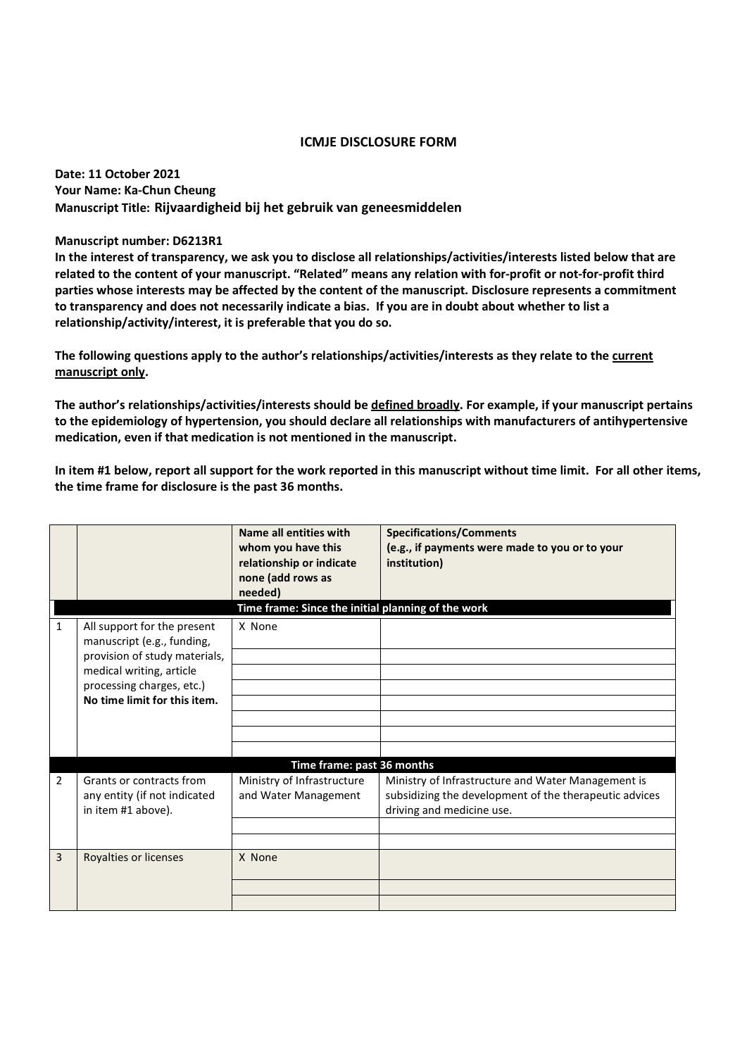# ICMJE DISCLOSURE FORM

**Date: 11 October 2021**
**Your Name: Ka-Chun Cheung**
**Manuscript Title: Rijvaardigheid bij het gebruik van geneesmiddelen**

**Manuscript number: D6213R1**

**In the interest of transparency, we ask you to disclose all relationships/activities/interests listed below that are related to the content of your manuscript. "Related" means any relation with for-profit or not-for-profit third parties whose interests may be affected by the content of the manuscript. Disclosure represents a commitment to transparency and does not necessarily indicate a bias. If you are in doubt about whether to list a relationship/activity/interest, it is preferable that you do so.**

**The following questions apply to the author's relationships/activities/interests as they relate to the <u>current manuscript only</u>.**

**The author's relationships/activities/interests should be <u>defined broadly</u>. For example, if your manuscript pertains to the epidemiology of hypertension, you should declare all relationships with manufacturers of antihypertensive medication, even if that medication is not mentioned in the manuscript.**

**In item #1 below, report all support for the work reported in this manuscript without time limit. For all other items, the time frame for disclosure is the past 36 months.**

| | | Name all entities with whom you have this relationship or indicate none (add rows as needed) | Specifications/Comments (e.g., if payments were made to you or to your institution) |
|---|---|---|---|
| | | **Time frame: Since the initial planning of the work** | |
| 1 | All support for the present manuscript (e.g., funding, provision of study materials, medical writing, article processing charges, etc.) **No time limit for this item.** | X None | |
| | | | |
| | | | |
| | | | |
| | | | |
| | | | |
| | | | |
| | | | |
| | | **Time frame: past 36 months** | |
| 2 | Grants or contracts from any entity (if not indicated in item #1 above). | Ministry of Infrastructure and Water Management | Ministry of Infrastructure and Water Management is subsidizing the development of the therapeutic advices driving and medicine use. |
| | | | |
| | | | |
| 3 | Royalties or licenses | X None | |
| | | | |
| | | | |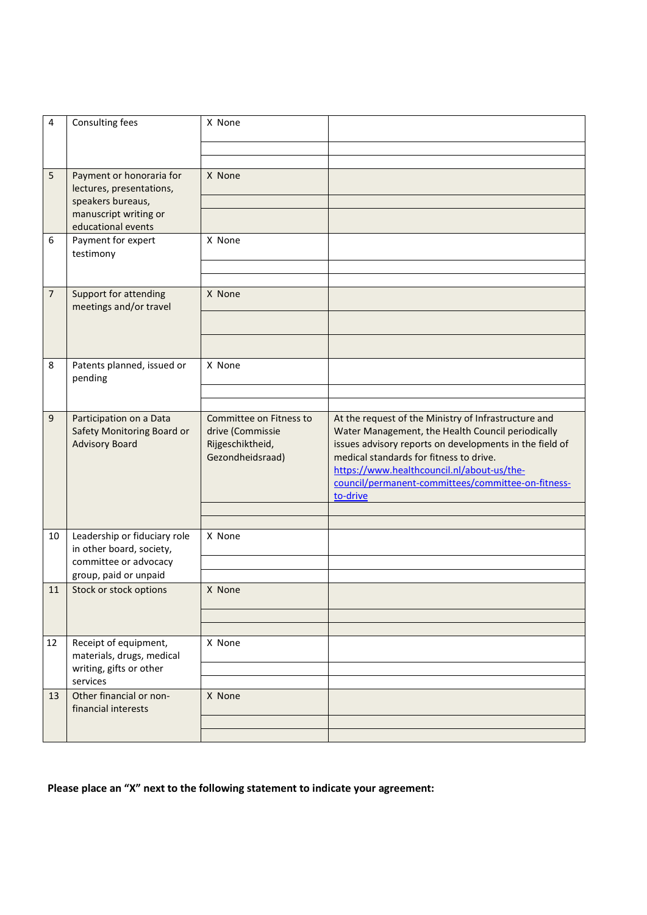| | | | |
|---|---|---|---|
| 4 | Consulting fees | X None | |
| | | | |
| | | | |
| 5 | Payment or honoraria for lectures, presentations, speakers bureaus, manuscript writing or educational events | X None | |
| | | | |
| | | | |
| 6 | Payment for expert testimony | X None | |
| | | | |
| | | | |
| 7 | Support for attending meetings and/or travel | X None | |
| | | | |
| | | | |
| 8 | Patents planned, issued or pending | X None | |
| | | | |
| | | | |
| 9 | Participation on a Data Safety Monitoring Board or Advisory Board | Committee on Fitness to drive (Commissie Rijgeschiktheid, Gezondheidsraad) | At the request of the Ministry of Infrastructure and Water Management, the Health Council periodically issues advisory reports on developments in the field of medical standards for fitness to drive. https://www.healthcouncil.nl/about-us/the-council/permanent-committees/committee-on-fitness-to-drive |
| | | | |
| | | | |
| 10 | Leadership or fiduciary role in other board, society, committee or advocacy group, paid or unpaid | X None | |
| | | | |
| | | | |
| 11 | Stock or stock options | X None | |
| | | | |
| | | | |
| 12 | Receipt of equipment, materials, drugs, medical writing, gifts or other services | X None | |
| | | | |
| | | | |
| 13 | Other financial or non-financial interests | X None | |
| | | | |
| | | | |

**Please place an "X" next to the following statement to indicate your agreement:**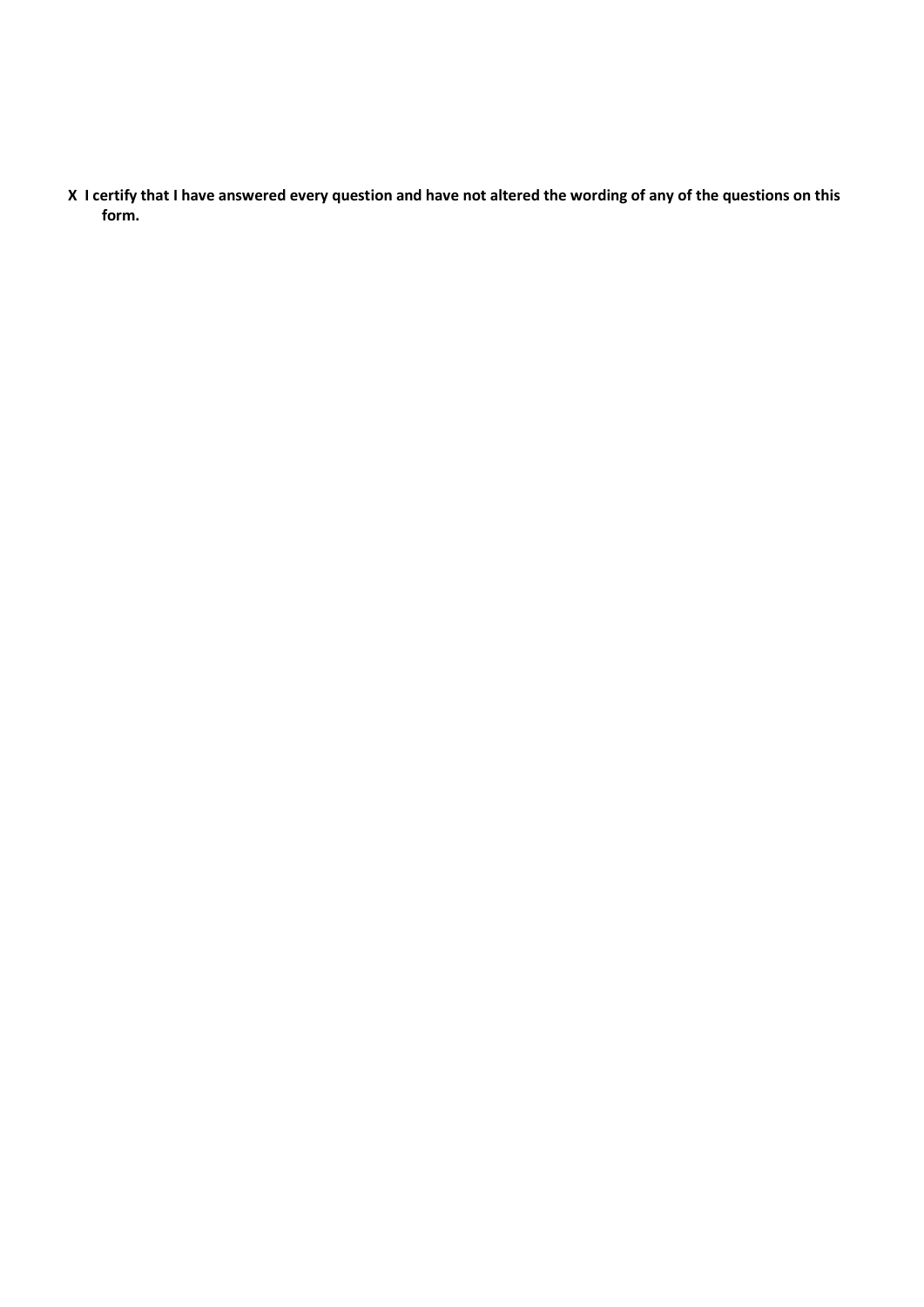**X I certify that I have answered every question and have not altered the wording of any of the questions on this form.**